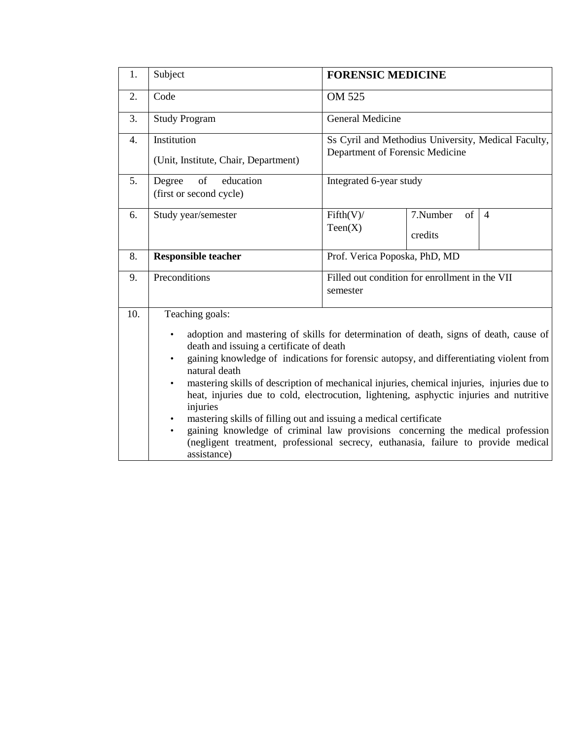| 1. | Subject | **FORENSIC MEDICINE** | | |
|---|---|---|---|---|
| 2. | Code | OM 525 | | |
| 3. | Study Program | General Medicine | | |
| 4. | Institution<br>(Unit, Institute, Chair, Department) | Ss Cyril and Methodius University, Medical Faculty, Department of Forensic Medicine | | |
| 5. | Degree of education<br>(first or second cycle) | Integrated 6-year study | | |
| 6. | Study year/semester | Fifth(V)/<br>Teen(X) | 7.Number of credits | 4 |
| 8. | **Responsible teacher** | Prof. Verica Poposka, PhD, MD | | |
| 9. | Preconditions | Filled out condition for enrollment in the VII semester | | |
| 10. | Teaching goals:<br>• adoption and mastering of skills for determination of death, signs of death, cause of death and issuing a certificate of death<br>• gaining knowledge of indications for forensic autopsy, and differentiating violent from natural death<br>• mastering skills of description of mechanical injuries, chemical injuries, injuries due to heat, injuries due to cold, electrocution, lightening, asphyctic injuries and nutritive injuries<br>• mastering skills of filling out and issuing a medical certificate<br>• gaining knowledge of criminal law provisions concerning the medical profession (negligent treatment, professional secrecy, euthanasia, failure to provide medical assistance) | | | |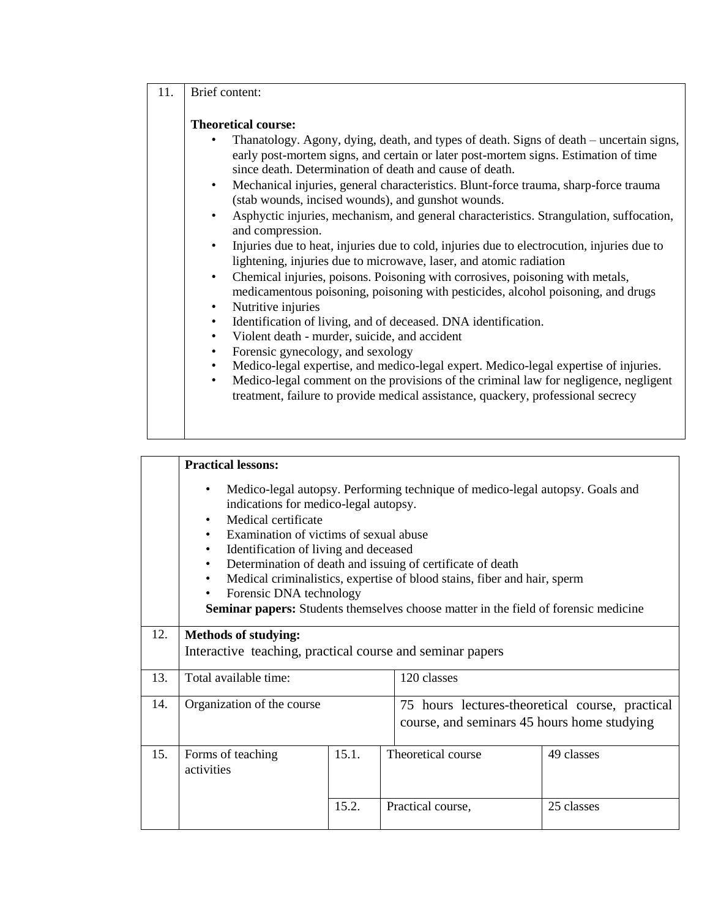| 11. | Brief content:<br><br>**Theoretical course:**<br>• Thanatology. Agony, dying, death, and types of death. Signs of death – uncertain signs, early post-mortem signs, and certain or later post-mortem signs. Estimation of time since death. Determination of death and cause of death.<br>• Mechanical injuries, general characteristics. Blunt-force trauma, sharp-force trauma (stab wounds, incised wounds), and gunshot wounds.<br>• Asphyctic injuries, mechanism, and general characteristics. Strangulation, suffocation, and compression.<br>• Injuries due to heat, injuries due to cold, injuries due to electrocution, injuries due to lightening, injuries due to microwave, laser, and atomic radiation<br>• Chemical injuries, poisons. Poisoning with corrosives, poisoning with metals, medicamentous poisoning, poisoning with pesticides, alcohol poisoning, and drugs<br>• Nutritive injuries<br>• Identification of living, and of deceased. DNA identification.<br>• Violent death - murder, suicide, and accident<br>• Forensic gynecology, and sexology<br>• Medico-legal expertise, and medico-legal expert. Medico-legal expertise of injuries.<br>• Medico-legal comment on the provisions of the criminal law for negligence, negligent treatment, failure to provide medical assistance, quackery, professional secrecy |
|---|---|

| | | | | |
|---|---|---|---|---|
| | **Practical lessons:**<br>• Medico-legal autopsy. Performing technique of medico-legal autopsy. Goals and indications for medico-legal autopsy.<br>• Medical certificate<br>• Examination of victims of sexual abuse<br>• Identification of living and deceased<br>• Determination of death and issuing of certificate of death<br>• Medical criminalistics, expertise of blood stains, fiber and hair, sperm<br>• Forensic DNA technology<br>**Seminar papers:** Students themselves choose matter in the field of forensic medicine | | | |
| 12. | **Methods of studying:**<br>Interactive teaching, practical course and seminar papers | | | |
| 13. | Total available time: | | 120 classes | |
| 14. | Organization of the course | | 75 hours lectures-theoretical course, practical course, and seminars 45 hours home studying | |
| 15. | Forms of teaching activities | 15.1. | Theoretical course | 49 classes |
| | | 15.2. | Practical course, | 25 classes |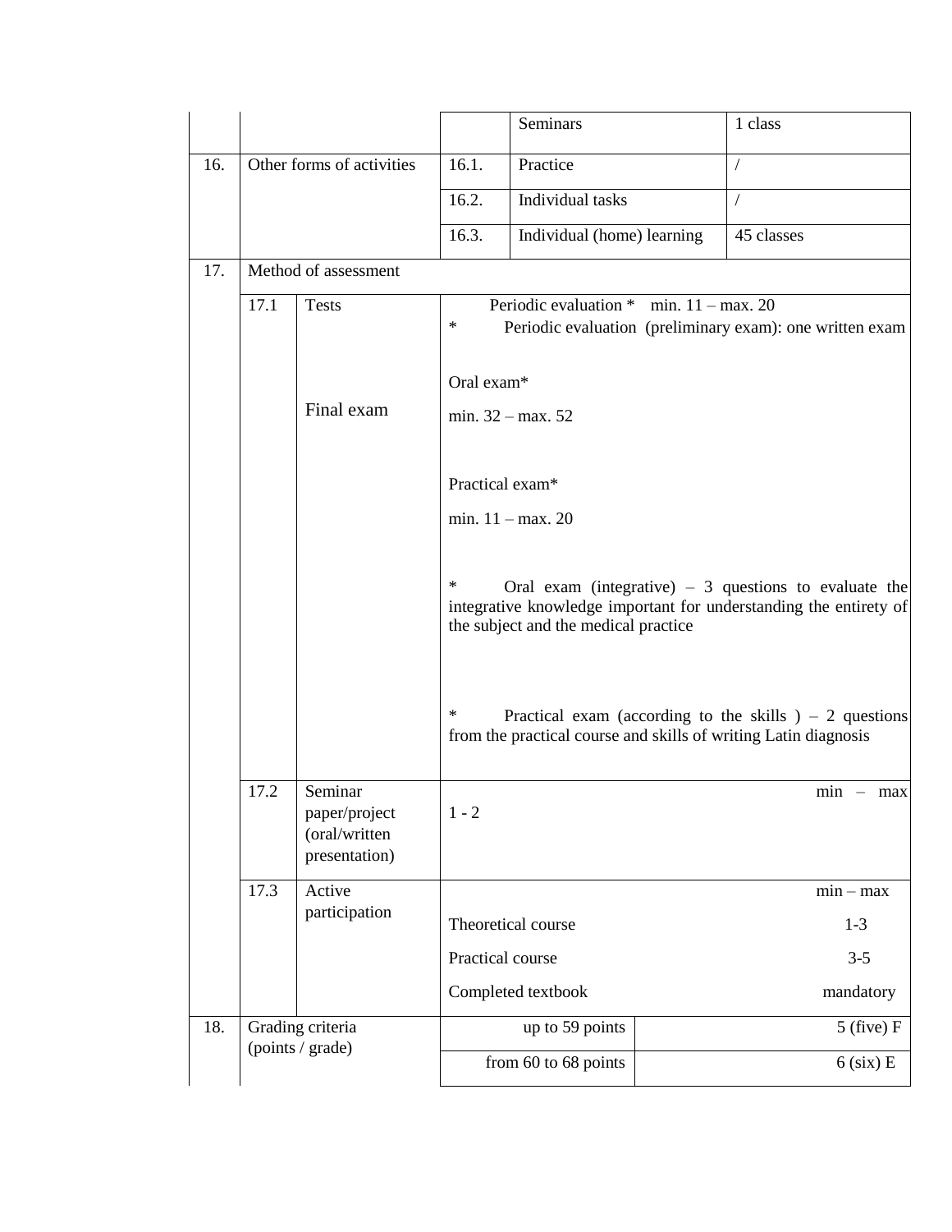| | | | | |
|---|---|---|---|---|
| | | | Seminars | 1 class |
| 16. | Other forms of activities | 16.1. | Practice | / |
| | | 16.2. | Individual tasks | / |
| | | 16.3. | Individual (home) learning | 45 classes |
| 17. | Method of assessment | | | |

| | | | |
|---|---|---|---|
| 17.1 | Tests<br><br>Final exam | Periodic evaluation * min. 11 – max. 20<br>* Periodic evaluation (preliminary exam): one written exam<br><br>Oral exam*<br>min. 32 – max. 52<br><br>Practical exam*<br>min. 11 – max. 20<br><br>* Oral exam (integrative) – 3 questions to evaluate the integrative knowledge important for understanding the entirety of the subject and the medical practice<br><br>* Practical exam (according to the skills ) – 2 questions from the practical course and skills of writing Latin diagnosis | |
| 17.2 | Seminar paper/project (oral/written presentation) | 1 - 2 | min – max |
| 17.3 | Active participation | Theoretical course<br>Practical course<br>Completed textbook | min – max<br>1-3<br>3-5<br>mandatory |

| | | | |
|---|---|---|---|
| 18. | Grading criteria (points / grade) | up to 59 points | 5 (five) F |
| | | from 60 to 68 points | 6 (six) E |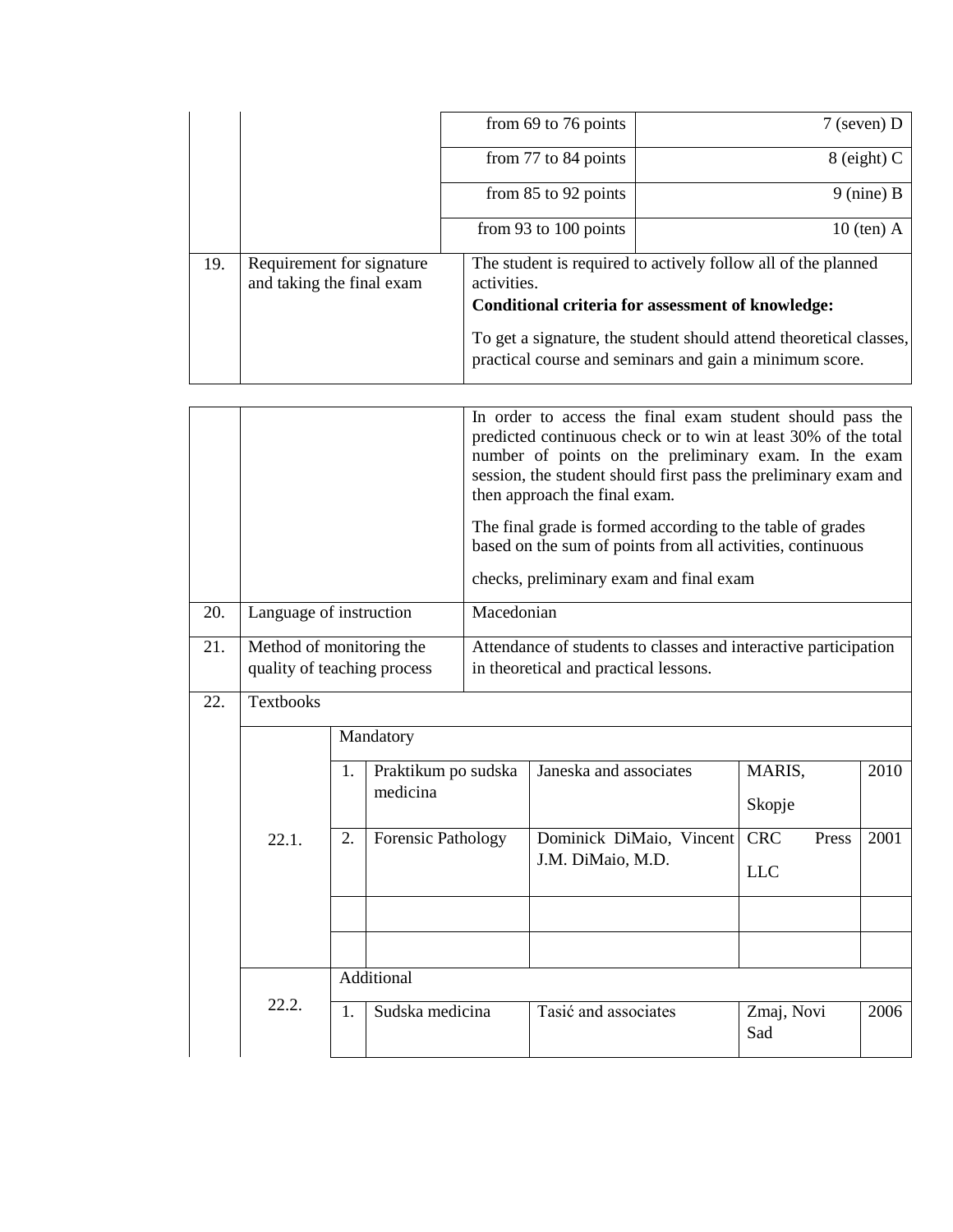| | | | |
|---|---|---|---|
| | | from 69 to 76 points | 7 (seven) D |
| | | from 77 to 84 points | 8 (eight) C |
| | | from 85 to 92 points | 9 (nine) B |
| | | from 93 to 100 points | 10 (ten) A |
| 19. | Requirement for signature and taking the final exam | The student is required to actively follow all of the planned activities.<br>**Conditional criteria for assessment of knowledge:**<br>To get a signature, the student should attend theoretical classes, practical course and seminars and gain a minimum score.<br>In order to access the final exam student should pass the predicted continuous check or to win at least 30% of the total number of points on the preliminary exam. In the exam session, the student should first pass the preliminary exam and then approach the final exam.<br>The final grade is formed according to the table of grades based on the sum of points from all activities, continuous checks, preliminary exam and final exam | |
| 20. | Language of instruction | Macedonian | |
| 21. | Method of monitoring the quality of teaching process | Attendance of students to classes and interactive participation in theoretical and practical lessons. | |

| | | | | | | |
|---|---|---|---|---|---|---|
| 22. | Textbooks | | | | | |
| | 22.1. | Mandatory | | | | |
| | | 1. | Praktikum po sudska medicina | Janeska and associates | MARIS, Skopje | 2010 |
| | | 2. | Forensic Pathology | Dominick DiMaio, Vincent J.M. DiMaio, M.D. | CRC Press LLC | 2001 |
| | | | | | | |
| | | | | | | |
| | 22.2. | Additional | | | | |
| | | 1. | Sudska medicina | Tasić and associates | Zmaj, Novi Sad | 2006 |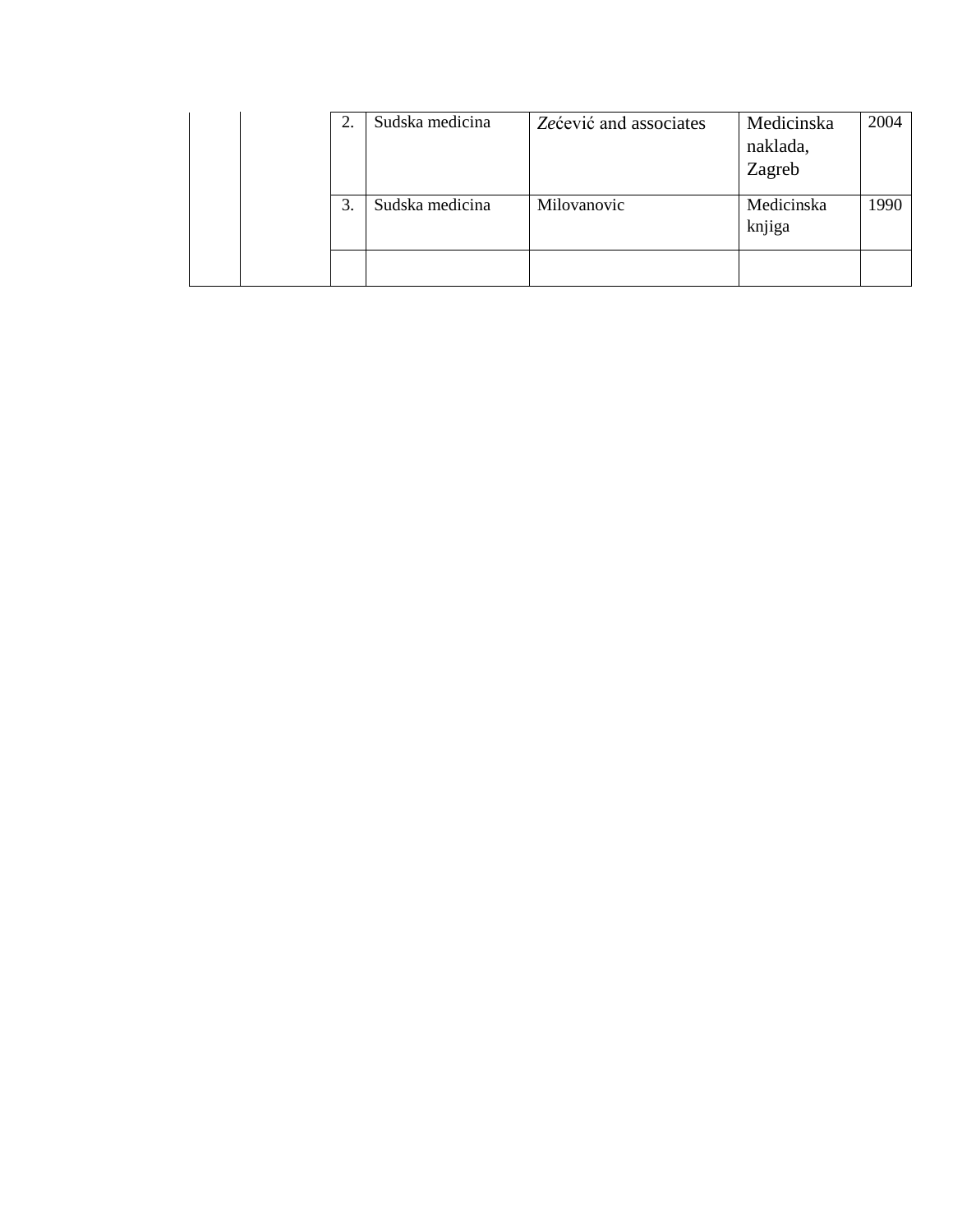| | | | | | | |
|---|---|---|---|---|---|---|
| | | 2. | Sudska medicina | *Ze*ćević and associates | Medicinska naklada, Zagreb | 2004 |
| | | 3. | Sudska medicina | Milovanovic | Medicinska knjiga | 1990 |
| | | | | | | |